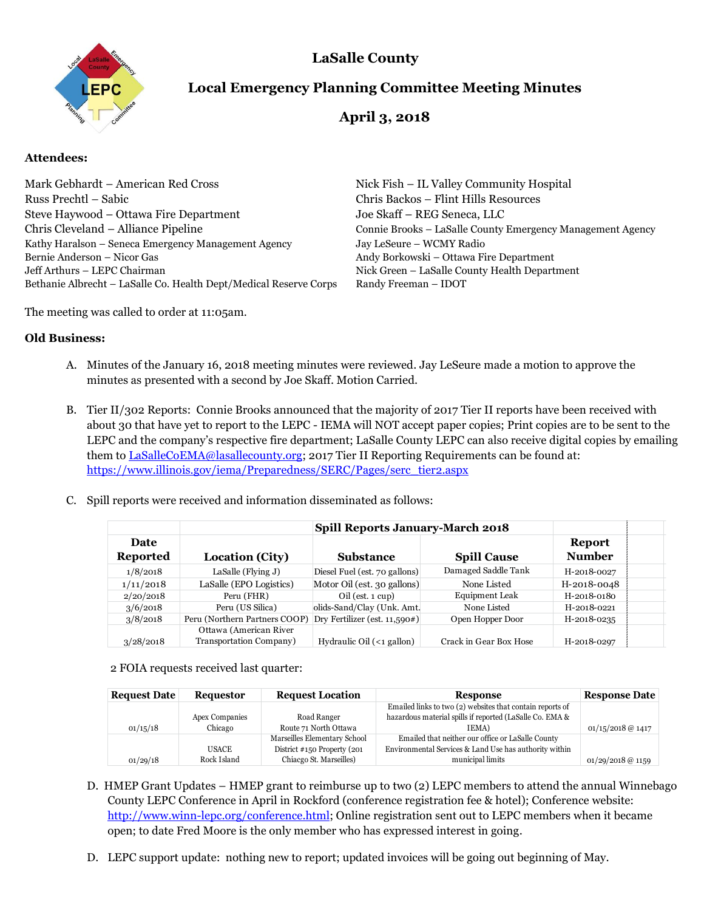# LaSalle County

## Local Emergency Planning Committee Meeting Minutes

## April 3, 2018

**Attendees:**

Mark Gebhardt – American Red Cross
Russ Prechtl – Sabic
Steve Haywood – Ottawa Fire Department
Chris Cleveland – Alliance Pipeline
Kathy Haralson – Seneca Emergency Management Agency
Bernie Anderson – Nicor Gas
Jeff Arthurs – LEPC Chairman
Bethanie Albrecht – LaSalle Co. Health Dept/Medical Reserve Corps
Nick Fish – IL Valley Community Hospital
Chris Backos – Flint Hills Resources
Joe Skaff – REG Seneca, LLC
Connie Brooks – LaSalle County Emergency Management Agency
Jay LeSeure – WCMY Radio
Andy Borkowski – Ottawa Fire Department
Nick Green – LaSalle County Health Department
Randy Freeman – IDOT

The meeting was called to order at 11:05am.

**Old Business:**

A. Minutes of the January 16, 2018 meeting minutes were reviewed. Jay LeSeure made a motion to approve the minutes as presented with a second by Joe Skaff. Motion Carried.

B. Tier II/302 Reports: Connie Brooks announced that the majority of 2017 Tier II reports have been received with about 30 that have yet to report to the LEPC - IEMA will NOT accept paper copies; Print copies are to be sent to the LEPC and the company's respective fire department; LaSalle County LEPC can also receive digital copies by emailing them to LaSalleCoEMA@lasallecounty.org; 2017 Tier II Reporting Requirements can be found at: https://www.illinois.gov/iema/Preparedness/SERC/Pages/serc_tier2.aspx

C. Spill reports were received and information disseminated as follows:

| | | Spill Reports January-March 2018 | | |
|---|---|---|---|---|
| Date Reported | Location (City) | Substance | Spill Cause | Report Number |
| 1/8/2018 | LaSalle (Flying J) | Diesel Fuel (est. 70 gallons) | Damaged Saddle Tank | H-2018-0027 |
| 1/11/2018 | LaSalle (EPO Logistics) | Motor Oil (est. 30 gallons) | None Listed | H-2018-0048 |
| 2/20/2018 | Peru (FHR) | Oil (est. 1 cup) | Equipment Leak | H-2018-0180 |
| 3/6/2018 | Peru (US Silica) | olids-Sand/Clay (Unk. Amt. | None Listed | H-2018-0221 |
| 3/8/2018 | Peru (Northern Partners COOP) | Dry Fertilizer (est. 11,590#) | Open Hopper Door | H-2018-0235 |
| 3/28/2018 | Ottawa (American River Transportation Company) | Hydraulic Oil (<1 gallon) | Crack in Gear Box Hose | H-2018-0297 |

2 FOIA requests received last quarter:

| Request Date | Requestor | Request Location | Response | Response Date |
|---|---|---|---|---|
| 01/15/18 | Apex Companies Chicago | Road Ranger Route 71 North Ottawa | Emailed links to two (2) websites that contain reports of hazardous material spills if reported (LaSalle Co. EMA & IEMA) | 01/15/2018 @ 1417 |
| 01/29/18 | USACE Rock Island | Marseilles Elementary School District #150 Property (201 Chiacgo St. Marseilles) | Emailed that neither our office or LaSalle County Environmental Services & Land Use has authority within municipal limits | 01/29/2018 @ 1159 |

D. HMEP Grant Updates – HMEP grant to reimburse up to two (2) LEPC members to attend the annual Winnebago County LEPC Conference in April in Rockford (conference registration fee & hotel); Conference website: http://www.winn-lepc.org/conference.html; Online registration sent out to LEPC members when it became open; to date Fred Moore is the only member who has expressed interest in going.

D. LEPC support update: nothing new to report; updated invoices will be going out beginning of May.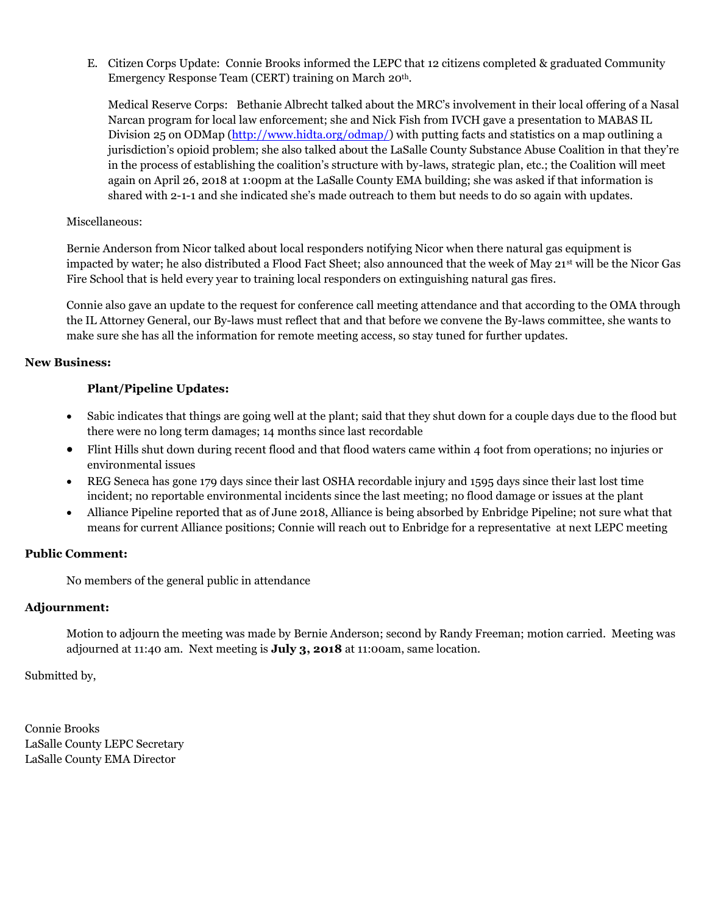E. Citizen Corps Update: Connie Brooks informed the LEPC that 12 citizens completed & graduated Community Emergency Response Team (CERT) training on March 20th.

   Medical Reserve Corps: Bethanie Albrecht talked about the MRC's involvement in their local offering of a Nasal Narcan program for local law enforcement; she and Nick Fish from IVCH gave a presentation to MABAS IL Division 25 on ODMap (http://www.hidta.org/odmap/) with putting facts and statistics on a map outlining a jurisdiction's opioid problem; she also talked about the LaSalle County Substance Abuse Coalition in that they're in the process of establishing the coalition's structure with by-laws, strategic plan, etc.; the Coalition will meet again on April 26, 2018 at 1:00pm at the LaSalle County EMA building; she was asked if that information is shared with 2-1-1 and she indicated she's made outreach to them but needs to do so again with updates.

Miscellaneous:

Bernie Anderson from Nicor talked about local responders notifying Nicor when there natural gas equipment is impacted by water; he also distributed a Flood Fact Sheet; also announced that the week of May 21st will be the Nicor Gas Fire School that is held every year to training local responders on extinguishing natural gas fires.

Connie also gave an update to the request for conference call meeting attendance and that according to the OMA through the IL Attorney General, our By-laws must reflect that and that before we convene the By-laws committee, she wants to make sure she has all the information for remote meeting access, so stay tuned for further updates.

**New Business:**

**Plant/Pipeline Updates:**

- Sabic indicates that things are going well at the plant; said that they shut down for a couple days due to the flood but there were no long term damages; 14 months since last recordable
- Flint Hills shut down during recent flood and that flood waters came within 4 foot from operations; no injuries or environmental issues
- REG Seneca has gone 179 days since their last OSHA recordable injury and 1595 days since their last lost time incident; no reportable environmental incidents since the last meeting; no flood damage or issues at the plant
- Alliance Pipeline reported that as of June 2018, Alliance is being absorbed by Enbridge Pipeline; not sure what that means for current Alliance positions; Connie will reach out to Enbridge for a representative at next LEPC meeting

**Public Comment:**

No members of the general public in attendance

**Adjournment:**

Motion to adjourn the meeting was made by Bernie Anderson; second by Randy Freeman; motion carried. Meeting was adjourned at 11:40 am. Next meeting is **July 3, 2018** at 11:00am, same location.

Submitted by,

Connie Brooks
LaSalle County LEPC Secretary
LaSalle County EMA Director